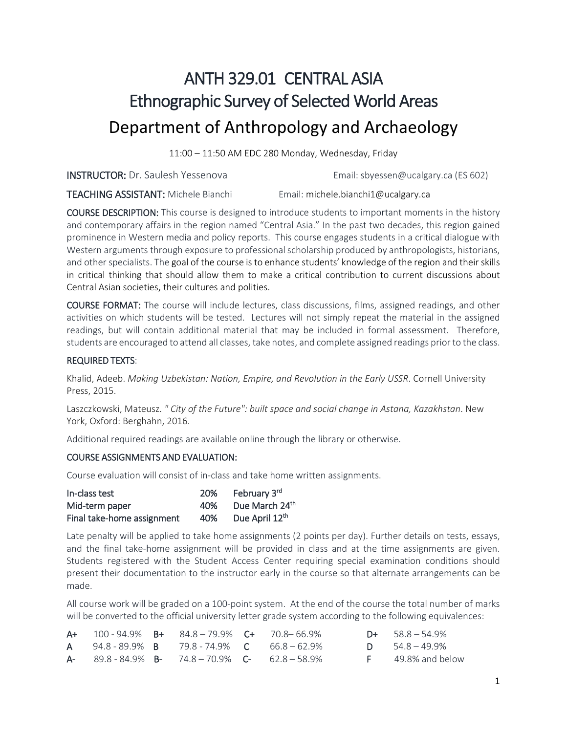# ANTH 329.01 CENTRAL ASIA
# Ethnographic Survey of Selected World Areas
# Department of Anthropology and Archaeology

11:00 – 11:50 AM EDC 280 Monday, Wednesday, Friday

**INSTRUCTOR:** Dr. Saulesh Yessenova Email: sbyessen@ucalgary.ca (ES 602)

**TEACHING ASSISTANT:** Michele Bianchi Email: michele.bianchi1@ucalgary.ca

**COURSE DESCRIPTION:** This course is designed to introduce students to important moments in the history and contemporary affairs in the region named "Central Asia." In the past two decades, this region gained prominence in Western media and policy reports. This course engages students in a critical dialogue with Western arguments through exposure to professional scholarship produced by anthropologists, historians, and other specialists. The goal of the course is to enhance students' knowledge of the region and their skills in critical thinking that should allow them to make a critical contribution to current discussions about Central Asian societies, their cultures and polities.

**COURSE FORMAT:** The course will include lectures, class discussions, films, assigned readings, and other activities on which students will be tested. Lectures will not simply repeat the material in the assigned readings, but will contain additional material that may be included in formal assessment. Therefore, students are encouraged to attend all classes, take notes, and complete assigned readings prior to the class.

**REQUIRED TEXTS**:

Khalid, Adeeb. *Making Uzbekistan: Nation, Empire, and Revolution in the Early USSR*. Cornell University Press, 2015.

Laszczkowski, Mateusz. *" City of the Future": built space and social change in Astana, Kazakhstan*. New York, Oxford: Berghahn, 2016.

Additional required readings are available online through the library or otherwise.

**COURSE ASSIGNMENTS AND EVALUATION:**

Course evaluation will consist of in-class and take home written assignments.

| | | |
|---|---|---|
| In-class test | 20% | February 3rd |
| Mid-term paper | 40% | Due March 24th |
| Final take-home assignment | 40% | Due April 12th |

Late penalty will be applied to take home assignments (2 points per day). Further details on tests, essays, and the final take-home assignment will be provided in class and at the time assignments are given. Students registered with the Student Access Center requiring special examination conditions should present their documentation to the instructor early in the course so that alternate arrangements can be made.

All course work will be graded on a 100-point system. At the end of the course the total number of marks will be converted to the official university letter grade system according to the following equivalences:

| | | | | | | | |
|---|---|---|---|---|---|---|---|
| A+ | 100 - 94.9% | B+ | 84.8 – 79.9% | C+ | 70.8– 66.9% | D+ | 58.8 – 54.9% |
| A | 94.8 - 89.9% | B | 79.8 - 74.9% | C | 66.8 – 62.9% | D | 54.8 – 49.9% |
| A- | 89.8 - 84.9% | B- | 74.8 – 70.9% | C- | 62.8 – 58.9% | F | 49.8% and below |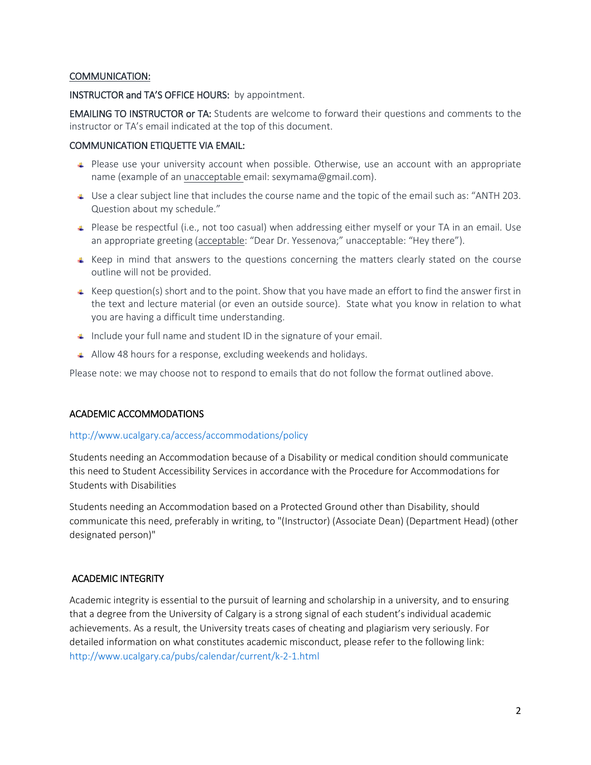## COMMUNICATION:

**INSTRUCTOR and TA'S OFFICE HOURS:** by appointment.

**EMAILING TO INSTRUCTOR or TA:** Students are welcome to forward their questions and comments to the instructor or TA's email indicated at the top of this document.

### COMMUNICATION ETIQUETTE VIA EMAIL:

- Please use your university account when possible. Otherwise, use an account with an appropriate name (example of an unacceptable email: sexymama@gmail.com).
- Use a clear subject line that includes the course name and the topic of the email such as: "ANTH 203. Question about my schedule."
- Please be respectful (i.e., not too casual) when addressing either myself or your TA in an email. Use an appropriate greeting (acceptable: "Dear Dr. Yessenova;" unacceptable: "Hey there").
- Keep in mind that answers to the questions concerning the matters clearly stated on the course outline will not be provided.
- Keep question(s) short and to the point. Show that you have made an effort to find the answer first in the text and lecture material (or even an outside source). State what you know in relation to what you are having a difficult time understanding.
- Include your full name and student ID in the signature of your email.
- Allow 48 hours for a response, excluding weekends and holidays.

Please note: we may choose not to respond to emails that do not follow the format outlined above.

## ACADEMIC ACCOMMODATIONS

http://www.ucalgary.ca/access/accommodations/policy

Students needing an Accommodation because of a Disability or medical condition should communicate this need to Student Accessibility Services in accordance with the Procedure for Accommodations for Students with Disabilities

Students needing an Accommodation based on a Protected Ground other than Disability, should communicate this need, preferably in writing, to "(Instructor) (Associate Dean) (Department Head) (other designated person)"

## ACADEMIC INTEGRITY

Academic integrity is essential to the pursuit of learning and scholarship in a university, and to ensuring that a degree from the University of Calgary is a strong signal of each student's individual academic achievements. As a result, the University treats cases of cheating and plagiarism very seriously. For detailed information on what constitutes academic misconduct, please refer to the following link: http://www.ucalgary.ca/pubs/calendar/current/k-2-1.html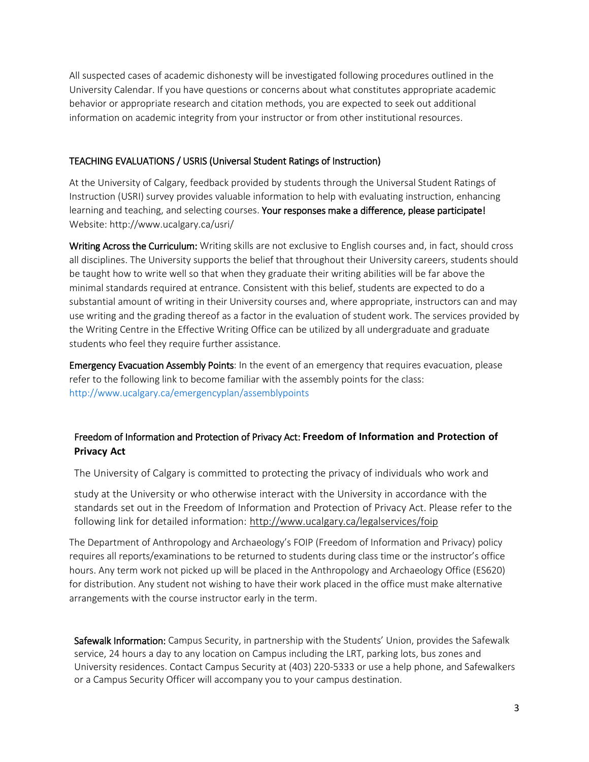All suspected cases of academic dishonesty will be investigated following procedures outlined in the University Calendar. If you have questions or concerns about what constitutes appropriate academic behavior or appropriate research and citation methods, you are expected to seek out additional information on academic integrity from your instructor or from other institutional resources.

## TEACHING EVALUATIONS / USRIS (Universal Student Ratings of Instruction)

At the University of Calgary, feedback provided by students through the Universal Student Ratings of Instruction (USRI) survey provides valuable information to help with evaluating instruction, enhancing learning and teaching, and selecting courses. **Your responses make a difference, please participate!** Website: http://www.ucalgary.ca/usri/

**Writing Across the Curriculum:** Writing skills are not exclusive to English courses and, in fact, should cross all disciplines. The University supports the belief that throughout their University careers, students should be taught how to write well so that when they graduate their writing abilities will be far above the minimal standards required at entrance. Consistent with this belief, students are expected to do a substantial amount of writing in their University courses and, where appropriate, instructors can and may use writing and the grading thereof as a factor in the evaluation of student work. The services provided by the Writing Centre in the Effective Writing Office can be utilized by all undergraduate and graduate students who feel they require further assistance.

**Emergency Evacuation Assembly Points**: In the event of an emergency that requires evacuation, please refer to the following link to become familiar with the assembly points for the class: http://www.ucalgary.ca/emergencyplan/assemblypoints

## Freedom of Information and Protection of Privacy Act: **Freedom of Information and Protection of Privacy Act**

The University of Calgary is committed to protecting the privacy of individuals who work and

study at the University or who otherwise interact with the University in accordance with the standards set out in the Freedom of Information and Protection of Privacy Act. Please refer to the following link for detailed information: http://www.ucalgary.ca/legalservices/foip

The Department of Anthropology and Archaeology's FOIP (Freedom of Information and Privacy) policy requires all reports/examinations to be returned to students during class time or the instructor's office hours. Any term work not picked up will be placed in the Anthropology and Archaeology Office (ES620) for distribution. Any student not wishing to have their work placed in the office must make alternative arrangements with the course instructor early in the term.

**Safewalk Information:** Campus Security, in partnership with the Students' Union, provides the Safewalk service, 24 hours a day to any location on Campus including the LRT, parking lots, bus zones and University residences. Contact Campus Security at (403) 220-5333 or use a help phone, and Safewalkers or a Campus Security Officer will accompany you to your campus destination.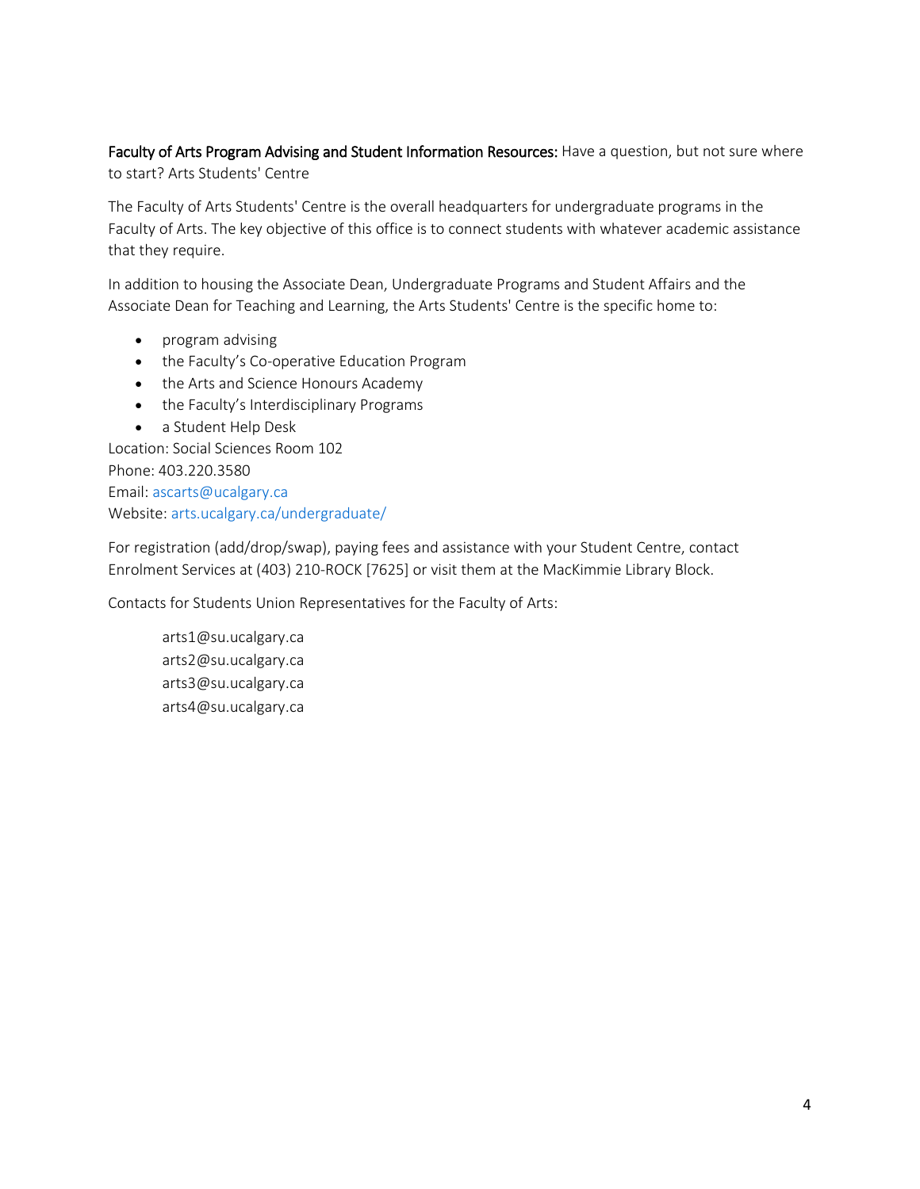**Faculty of Arts Program Advising and Student Information Resources:** Have a question, but not sure where to start? Arts Students' Centre

The Faculty of Arts Students' Centre is the overall headquarters for undergraduate programs in the Faculty of Arts. The key objective of this office is to connect students with whatever academic assistance that they require.

In addition to housing the Associate Dean, Undergraduate Programs and Student Affairs and the Associate Dean for Teaching and Learning, the Arts Students' Centre is the specific home to:

- program advising
- the Faculty's Co-operative Education Program
- the Arts and Science Honours Academy
- the Faculty's Interdisciplinary Programs
- a Student Help Desk

Location: Social Sciences Room 102
Phone: 403.220.3580
Email: ascarts@ucalgary.ca
Website: arts.ucalgary.ca/undergraduate/

For registration (add/drop/swap), paying fees and assistance with your Student Centre, contact Enrolment Services at (403) 210-ROCK [7625] or visit them at the MacKimmie Library Block.

Contacts for Students Union Representatives for the Faculty of Arts:

arts1@su.ucalgary.ca
arts2@su.ucalgary.ca
arts3@su.ucalgary.ca
arts4@su.ucalgary.ca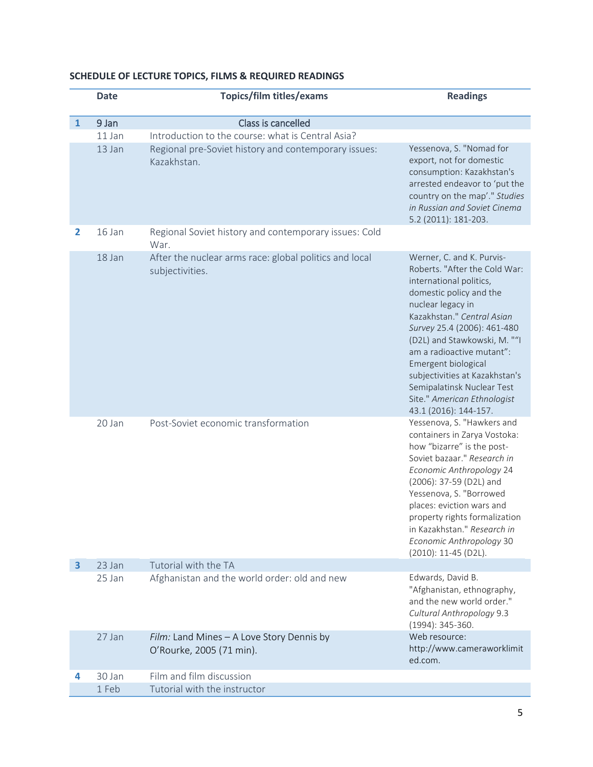**SCHEDULE OF LECTURE TOPICS, FILMS & REQUIRED READINGS**

| | Date | Topics/film titles/exams | Readings |
|---|---|---|---|
| 1 | 9 Jan | Class is cancelled | |
| | 11 Jan | Introduction to the course: what is Central Asia? | |
| | 13 Jan | Regional pre-Soviet history and contemporary issues: Kazakhstan. | Yessenova, S. "Nomad for export, not for domestic consumption: Kazakhstan's arrested endeavor to 'put the country on the map'." *Studies in Russian and Soviet Cinema* 5.2 (2011): 181-203. |
| 2 | 16 Jan | Regional Soviet history and contemporary issues: Cold War. | |
| | 18 Jan | After the nuclear arms race: global politics and local subjectivities. | Werner, C. and K. Purvis-Roberts. "After the Cold War: international politics, domestic policy and the nuclear legacy in Kazakhstan." *Central Asian Survey* 25.4 (2006): 461-480 (D2L) and Stawkowski, M. ""I am a radioactive mutant": Emergent biological subjectivities at Kazakhstan's Semipalatinsk Nuclear Test Site." *American Ethnologist* 43.1 (2016): 144-157. |
| | 20 Jan | Post-Soviet economic transformation | Yessenova, S. "Hawkers and containers in Zarya Vostoka: how "bizarre" is the post-Soviet bazaar." *Research in Economic Anthropology* 24 (2006): 37-59 (D2L) and Yessenova, S. "Borrowed places: eviction wars and property rights formalization in Kazakhstan." *Research in Economic Anthropology* 30 (2010): 11-45 (D2L). |
| 3 | 23 Jan | Tutorial with the TA | |
| | 25 Jan | Afghanistan and the world order: old and new | Edwards, David B. "Afghanistan, ethnography, and the new world order." *Cultural Anthropology* 9.3 (1994): 345-360. |
| | 27 Jan | *Film:* Land Mines – A Love Story Dennis by O'Rourke, 2005 (71 min). | Web resource: http://www.cameraworklimited.com. |
| 4 | 30 Jan | Film and film discussion | |
| | 1 Feb | Tutorial with the instructor | |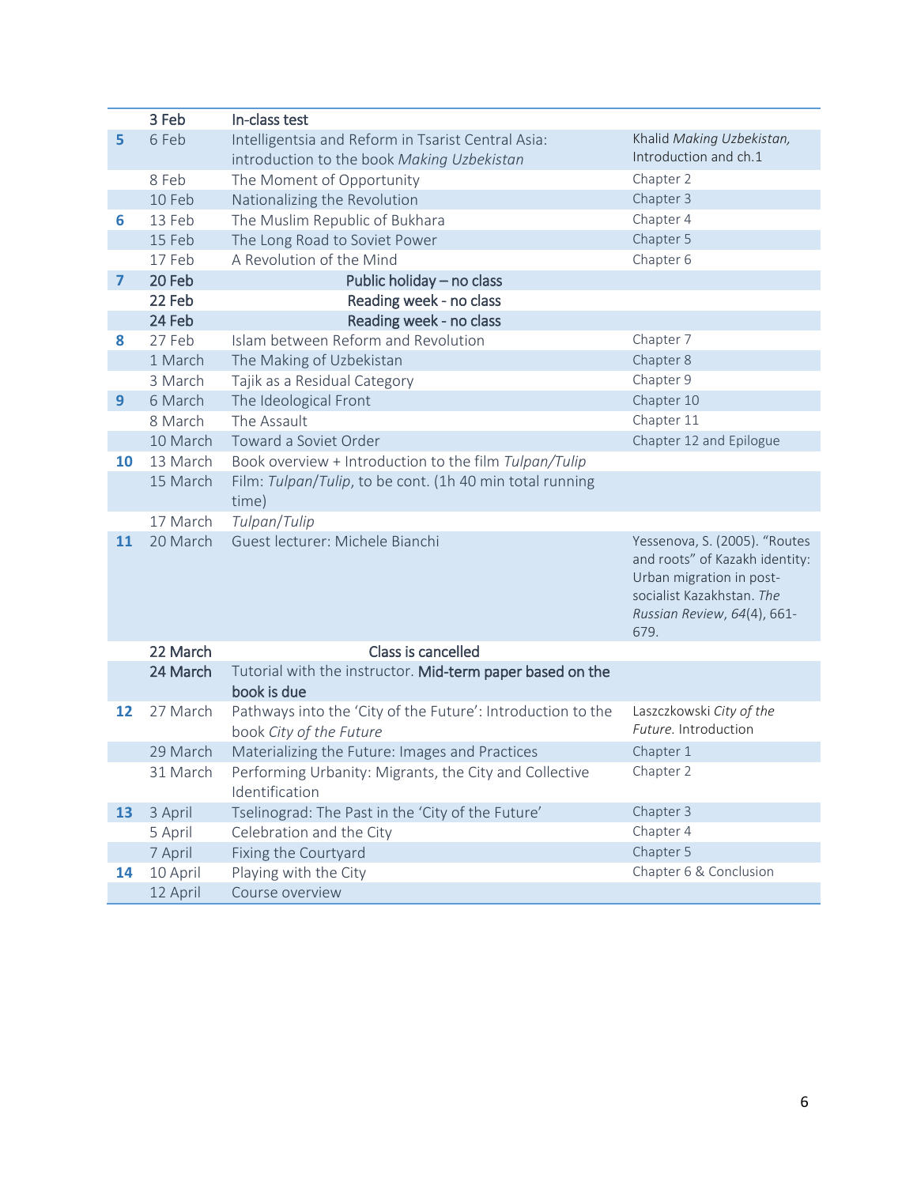| | | | |
|---|---|---|---|
| | 3 Feb | In-class test | |
| 5 | 6 Feb | Intelligentsia and Reform in Tsarist Central Asia: introduction to the book *Making Uzbekistan* | Khalid *Making Uzbekistan,* Introduction and ch.1 |
| | 8 Feb | The Moment of Opportunity | Chapter 2 |
| | 10 Feb | Nationalizing the Revolution | Chapter 3 |
| 6 | 13 Feb | The Muslim Republic of Bukhara | Chapter 4 |
| | 15 Feb | The Long Road to Soviet Power | Chapter 5 |
| | 17 Feb | A Revolution of the Mind | Chapter 6 |
| 7 | 20 Feb | Public holiday – no class | |
| | 22 Feb | Reading week - no class | |
| | 24 Feb | Reading week - no class | |
| 8 | 27 Feb | Islam between Reform and Revolution | Chapter 7 |
| | 1 March | The Making of Uzbekistan | Chapter 8 |
| | 3 March | Tajik as a Residual Category | Chapter 9 |
| 9 | 6 March | The Ideological Front | Chapter 10 |
| | 8 March | The Assault | Chapter 11 |
| | 10 March | Toward a Soviet Order | Chapter 12 and Epilogue |
| 10 | 13 March | Book overview + Introduction to the film *Tulpan/Tulip* | |
| | 15 March | Film: *Tulpan/Tulip*, to be cont. (1h 40 min total running time) | |
| | 17 March | *Tulpan/Tulip* | |
| 11 | 20 March | Guest lecturer: Michele Bianchi | Yessenova, S. (2005). "Routes and roots" of Kazakh identity: Urban migration in post-socialist Kazakhstan. *The Russian Review*, *64*(4), 661-679. |
| | 22 March | Class is cancelled | |
| | 24 March | Tutorial with the instructor. **Mid-term paper based on the book is due** | |
| 12 | 27 March | Pathways into the 'City of the Future': Introduction to the book *City of the Future* | Laszczkowski *City of the Future*. Introduction |
| | 29 March | Materializing the Future: Images and Practices | Chapter 1 |
| | 31 March | Performing Urbanity: Migrants, the City and Collective Identification | Chapter 2 |
| 13 | 3 April | Tselinograd: The Past in the 'City of the Future' | Chapter 3 |
| | 5 April | Celebration and the City | Chapter 4 |
| | 7 April | Fixing the Courtyard | Chapter 5 |
| 14 | 10 April | Playing with the City | Chapter 6 & Conclusion |
| | 12 April | Course overview | |